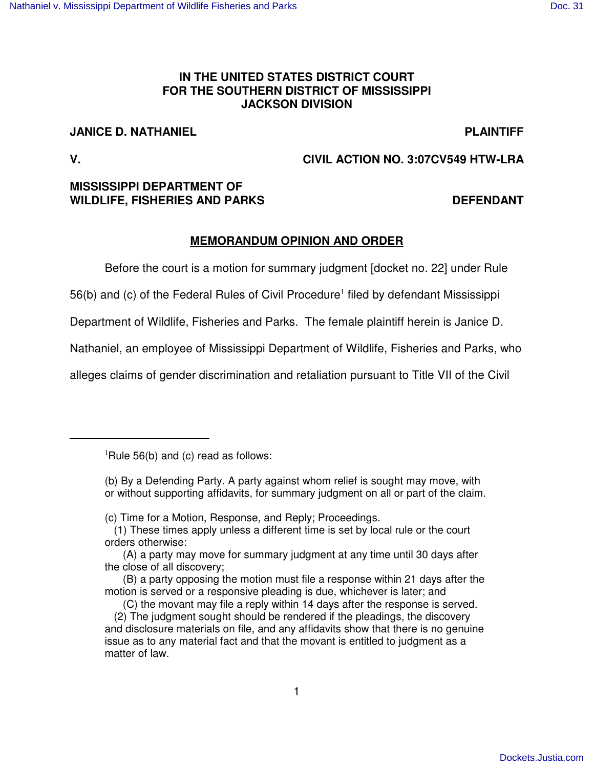**IN THE UNITED STATES DISTRICT COURT**
**FOR THE SOUTHERN DISTRICT OF MISSISSIPPI**
**JACKSON DIVISION**

**JANICE D. NATHANIEL** **PLAINTIFF**

**V.** **CIVIL ACTION NO. 3:07CV549 HTW-LRA**

**MISSISSIPPI DEPARTMENT OF WILDLIFE, FISHERIES AND PARKS** **DEFENDANT**

**MEMORANDUM OPINION AND ORDER**

Before the court is a motion for summary judgment [docket no. 22] under Rule 56(b) and (c) of the Federal Rules of Civil Procedure[1] filed by defendant Mississippi Department of Wildlife, Fisheries and Parks. The female plaintiff herein is Janice D. Nathaniel, an employee of Mississippi Department of Wildlife, Fisheries and Parks, who alleges claims of gender discrimination and retaliation pursuant to Title VII of the Civil

---

[1]Rule 56(b) and (c) read as follows:

(b) By a Defending Party. A party against whom relief is sought may move, with or without supporting affidavits, for summary judgment on all or part of the claim.

(c) Time for a Motion, Response, and Reply; Proceedings.
(1) These times apply unless a different time is set by local rule or the court orders otherwise:
(A) a party may move for summary judgment at any time until 30 days after the close of all discovery;
(B) a party opposing the motion must file a response within 21 days after the motion is served or a responsive pleading is due, whichever is later; and
(C) the movant may file a reply within 14 days after the response is served.
(2) The judgment sought should be rendered if the pleadings, the discovery and disclosure materials on file, and any affidavits show that there is no genuine issue as to any material fact and that the movant is entitled to judgment as a matter of law.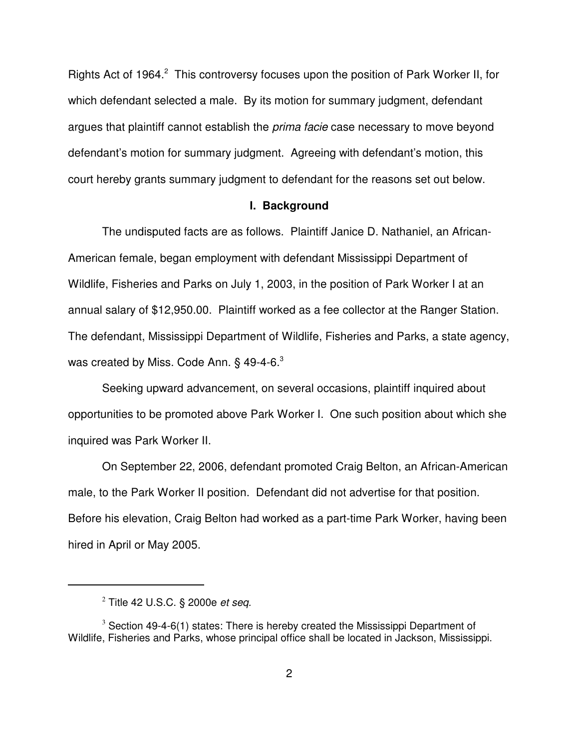Rights Act of 1964.[2] This controversy focuses upon the position of Park Worker II, for which defendant selected a male. By its motion for summary judgment, defendant argues that plaintiff cannot establish the *prima facie* case necessary to move beyond defendant's motion for summary judgment. Agreeing with defendant's motion, this court hereby grants summary judgment to defendant for the reasons set out below.

## I. Background

The undisputed facts are as follows. Plaintiff Janice D. Nathaniel, an African-American female, began employment with defendant Mississippi Department of Wildlife, Fisheries and Parks on July 1, 2003, in the position of Park Worker I at an annual salary of $12,950.00. Plaintiff worked as a fee collector at the Ranger Station. The defendant, Mississippi Department of Wildlife, Fisheries and Parks, a state agency, was created by Miss. Code Ann. § 49-4-6.[3]

Seeking upward advancement, on several occasions, plaintiff inquired about opportunities to be promoted above Park Worker I. One such position about which she inquired was Park Worker II.

On September 22, 2006, defendant promoted Craig Belton, an African-American male, to the Park Worker II position. Defendant did not advertise for that position. Before his elevation, Craig Belton had worked as a part-time Park Worker, having been hired in April or May 2005.

---

[2] Title 42 U.S.C. § 2000e *et seq.*

[3] Section 49-4-6(1) states: There is hereby created the Mississippi Department of Wildlife, Fisheries and Parks, whose principal office shall be located in Jackson, Mississippi.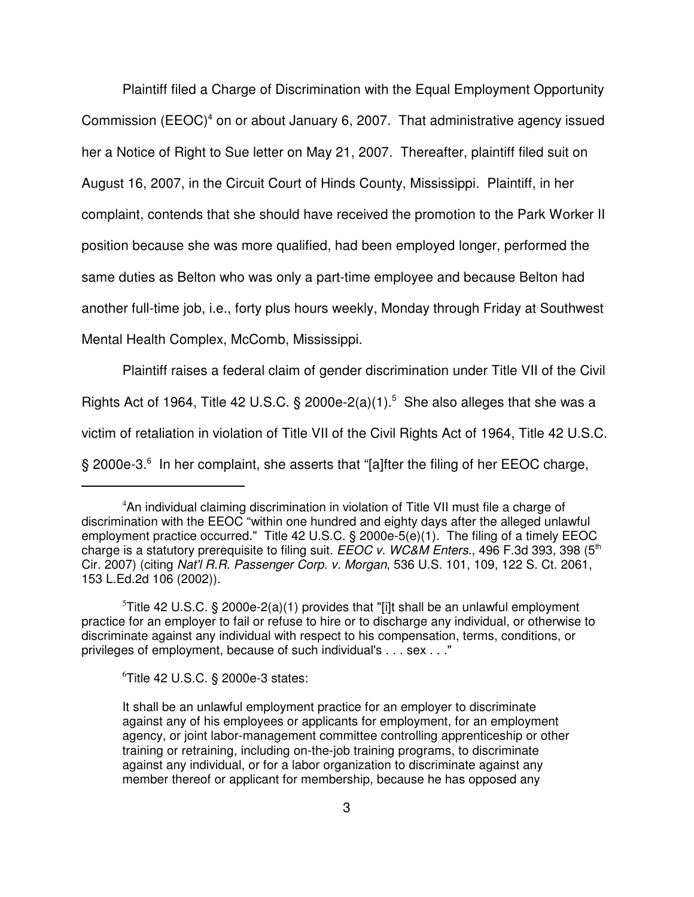Plaintiff filed a Charge of Discrimination with the Equal Employment Opportunity Commission (EEOC)[4] on or about January 6, 2007. That administrative agency issued her a Notice of Right to Sue letter on May 21, 2007. Thereafter, plaintiff filed suit on August 16, 2007, in the Circuit Court of Hinds County, Mississippi. Plaintiff, in her complaint, contends that she should have received the promotion to the Park Worker II position because she was more qualified, had been employed longer, performed the same duties as Belton who was only a part-time employee and because Belton had another full-time job, i.e., forty plus hours weekly, Monday through Friday at Southwest Mental Health Complex, McComb, Mississippi.

Plaintiff raises a federal claim of gender discrimination under Title VII of the Civil Rights Act of 1964, Title 42 U.S.C. § 2000e-2(a)(1).[5] She also alleges that she was a victim of retaliation in violation of Title VII of the Civil Rights Act of 1964, Title 42 U.S.C. § 2000e-3.[6] In her complaint, she asserts that "[a]fter the filing of her EEOC charge,

---

[4]An individual claiming discrimination in violation of Title VII must file a charge of discrimination with the EEOC "within one hundred and eighty days after the alleged unlawful employment practice occurred." Title 42 U.S.C. § 2000e-5(e)(1). The filing of a timely EEOC charge is a statutory prerequisite to filing suit. *EEOC v. WC&M Enters.*, 496 F.3d 393, 398 (5th Cir. 2007) (citing *Nat'l R.R. Passenger Corp. v. Morgan*, 536 U.S. 101, 109, 122 S. Ct. 2061, 153 L.Ed.2d 106 (2002)).

[5]Title 42 U.S.C. § 2000e-2(a)(1) provides that "[i]t shall be an unlawful employment practice for an employer to fail or refuse to hire or to discharge any individual, or otherwise to discriminate against any individual with respect to his compensation, terms, conditions, or privileges of employment, because of such individual's . . . sex . . ."

[6]Title 42 U.S.C. § 2000e-3 states:

> It shall be an unlawful employment practice for an employer to discriminate against any of his employees or applicants for employment, for an employment agency, or joint labor-management committee controlling apprenticeship or other training or retraining, including on-the-job training programs, to discriminate against any individual, or for a labor organization to discriminate against any member thereof or applicant for membership, because he has opposed any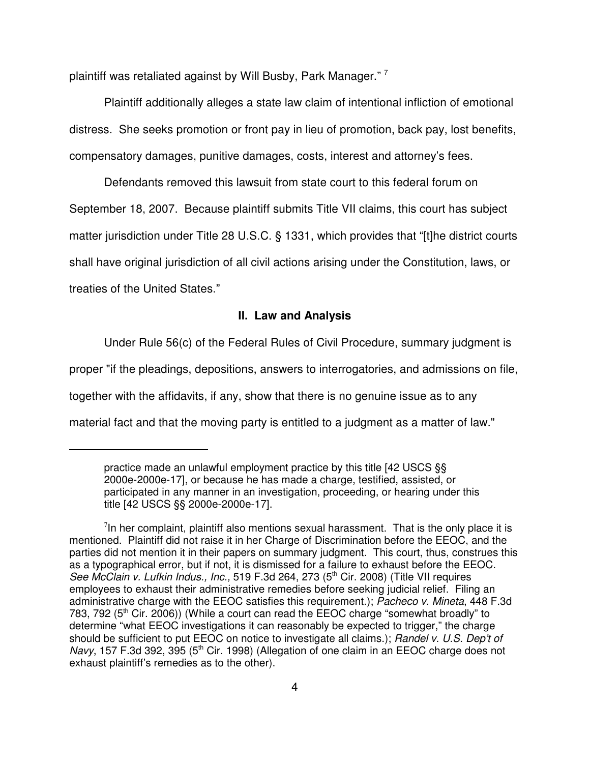plaintiff was retaliated against by Will Busby, Park Manager." [7]

Plaintiff additionally alleges a state law claim of intentional infliction of emotional distress. She seeks promotion or front pay in lieu of promotion, back pay, lost benefits, compensatory damages, punitive damages, costs, interest and attorney's fees.

Defendants removed this lawsuit from state court to this federal forum on September 18, 2007. Because plaintiff submits Title VII claims, this court has subject matter jurisdiction under Title 28 U.S.C. § 1331, which provides that "[t]he district courts shall have original jurisdiction of all civil actions arising under the Constitution, laws, or treaties of the United States."

## II. Law and Analysis

Under Rule 56(c) of the Federal Rules of Civil Procedure, summary judgment is proper "if the pleadings, depositions, answers to interrogatories, and admissions on file, together with the affidavits, if any, show that there is no genuine issue as to any material fact and that the moving party is entitled to a judgment as a matter of law."

---

> practice made an unlawful employment practice by this title [42 USCS §§ 2000e-2000e-17], or because he has made a charge, testified, assisted, or participated in any manner in an investigation, proceeding, or hearing under this title [42 USCS §§ 2000e-2000e-17].

[7] In her complaint, plaintiff also mentions sexual harassment. That is the only place it is mentioned. Plaintiff did not raise it in her Charge of Discrimination before the EEOC, and the parties did not mention it in their papers on summary judgment. This court, thus, construes this as a typographical error, but if not, it is dismissed for a failure to exhaust before the EEOC. *See McClain v. Lufkin Indus., Inc.,* 519 F.3d 264, 273 (5th Cir. 2008) (Title VII requires employees to exhaust their administrative remedies before seeking judicial relief. Filing an administrative charge with the EEOC satisfies this requirement.); *Pacheco v. Mineta*, 448 F.3d 783, 792 (5th Cir. 2006)) (While a court can read the EEOC charge "somewhat broadly" to determine "what EEOC investigations it can reasonably be expected to trigger," the charge should be sufficient to put EEOC on notice to investigate all claims.); *Randel v. U.S. Dep't of Navy*, 157 F.3d 392, 395 (5th Cir. 1998) (Allegation of one claim in an EEOC charge does not exhaust plaintiff's remedies as to the other).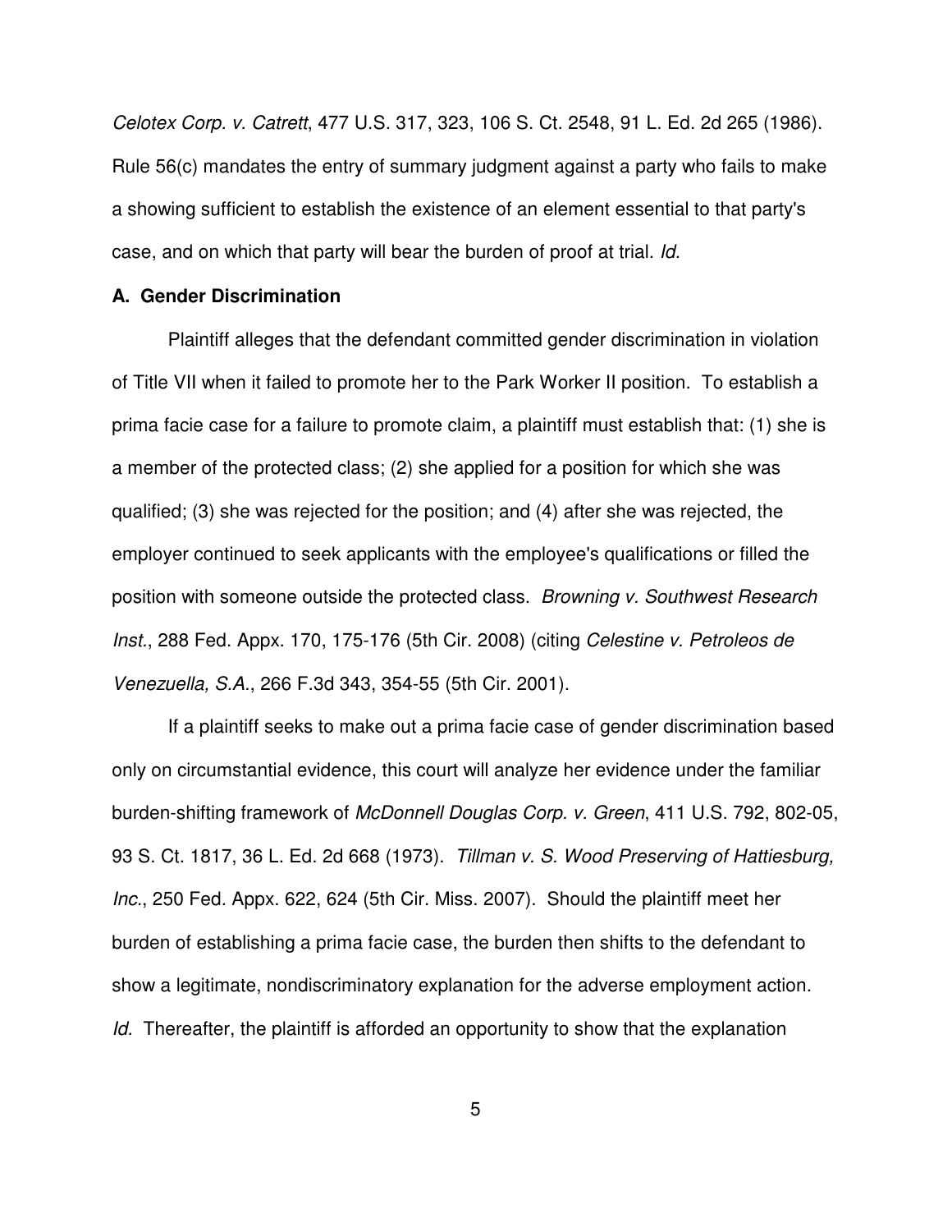*Celotex Corp. v. Catrett*, 477 U.S. 317, 323, 106 S. Ct. 2548, 91 L. Ed. 2d 265 (1986). Rule 56(c) mandates the entry of summary judgment against a party who fails to make a showing sufficient to establish the existence of an element essential to that party's case, and on which that party will bear the burden of proof at trial. *Id.*

**A. Gender Discrimination**

Plaintiff alleges that the defendant committed gender discrimination in violation of Title VII when it failed to promote her to the Park Worker II position. To establish a prima facie case for a failure to promote claim, a plaintiff must establish that: (1) she is a member of the protected class; (2) she applied for a position for which she was qualified; (3) she was rejected for the position; and (4) after she was rejected, the employer continued to seek applicants with the employee's qualifications or filled the position with someone outside the protected class. *Browning v. Southwest Research Inst.*, 288 Fed. Appx. 170, 175-176 (5th Cir. 2008) (citing *Celestine v. Petroleos de Venezuella, S.A.*, 266 F.3d 343, 354-55 (5th Cir. 2001).

If a plaintiff seeks to make out a prima facie case of gender discrimination based only on circumstantial evidence, this court will analyze her evidence under the familiar burden-shifting framework of *McDonnell Douglas Corp. v. Green*, 411 U.S. 792, 802-05, 93 S. Ct. 1817, 36 L. Ed. 2d 668 (1973). *Tillman v. S. Wood Preserving of Hattiesburg, Inc.*, 250 Fed. Appx. 622, 624 (5th Cir. Miss. 2007). Should the plaintiff meet her burden of establishing a prima facie case, the burden then shifts to the defendant to show a legitimate, nondiscriminatory explanation for the adverse employment action. *Id.* Thereafter, the plaintiff is afforded an opportunity to show that the explanation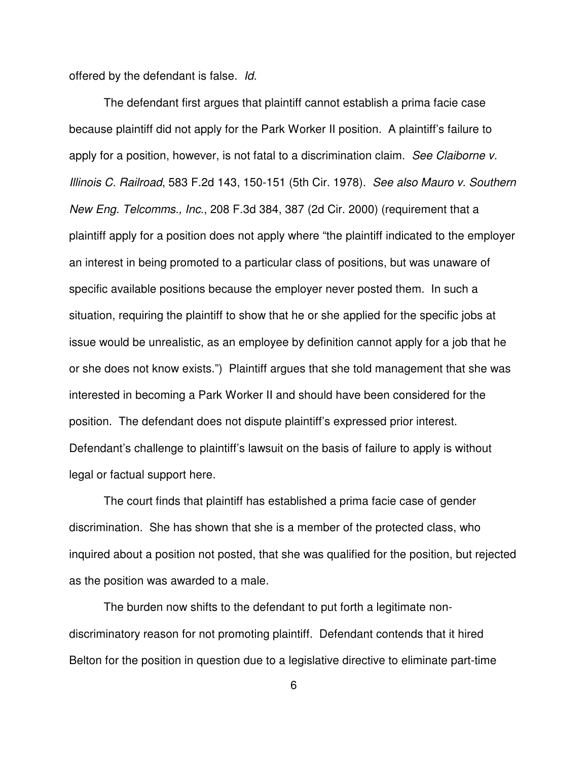offered by the defendant is false. *Id.*

The defendant first argues that plaintiff cannot establish a prima facie case because plaintiff did not apply for the Park Worker II position. A plaintiff's failure to apply for a position, however, is not fatal to a discrimination claim. *See Claiborne v. Illinois C. Railroad*, 583 F.2d 143, 150-151 (5th Cir. 1978). *See also Mauro v. Southern New Eng. Telcomms., Inc.*, 208 F.3d 384, 387 (2d Cir. 2000) (requirement that a plaintiff apply for a position does not apply where "the plaintiff indicated to the employer an interest in being promoted to a particular class of positions, but was unaware of specific available positions because the employer never posted them. In such a situation, requiring the plaintiff to show that he or she applied for the specific jobs at issue would be unrealistic, as an employee by definition cannot apply for a job that he or she does not know exists.") Plaintiff argues that she told management that she was interested in becoming a Park Worker II and should have been considered for the position. The defendant does not dispute plaintiff's expressed prior interest. Defendant's challenge to plaintiff's lawsuit on the basis of failure to apply is without legal or factual support here.

The court finds that plaintiff has established a prima facie case of gender discrimination. She has shown that she is a member of the protected class, who inquired about a position not posted, that she was qualified for the position, but rejected as the position was awarded to a male.

The burden now shifts to the defendant to put forth a legitimate non-discriminatory reason for not promoting plaintiff. Defendant contends that it hired Belton for the position in question due to a legislative directive to eliminate part-time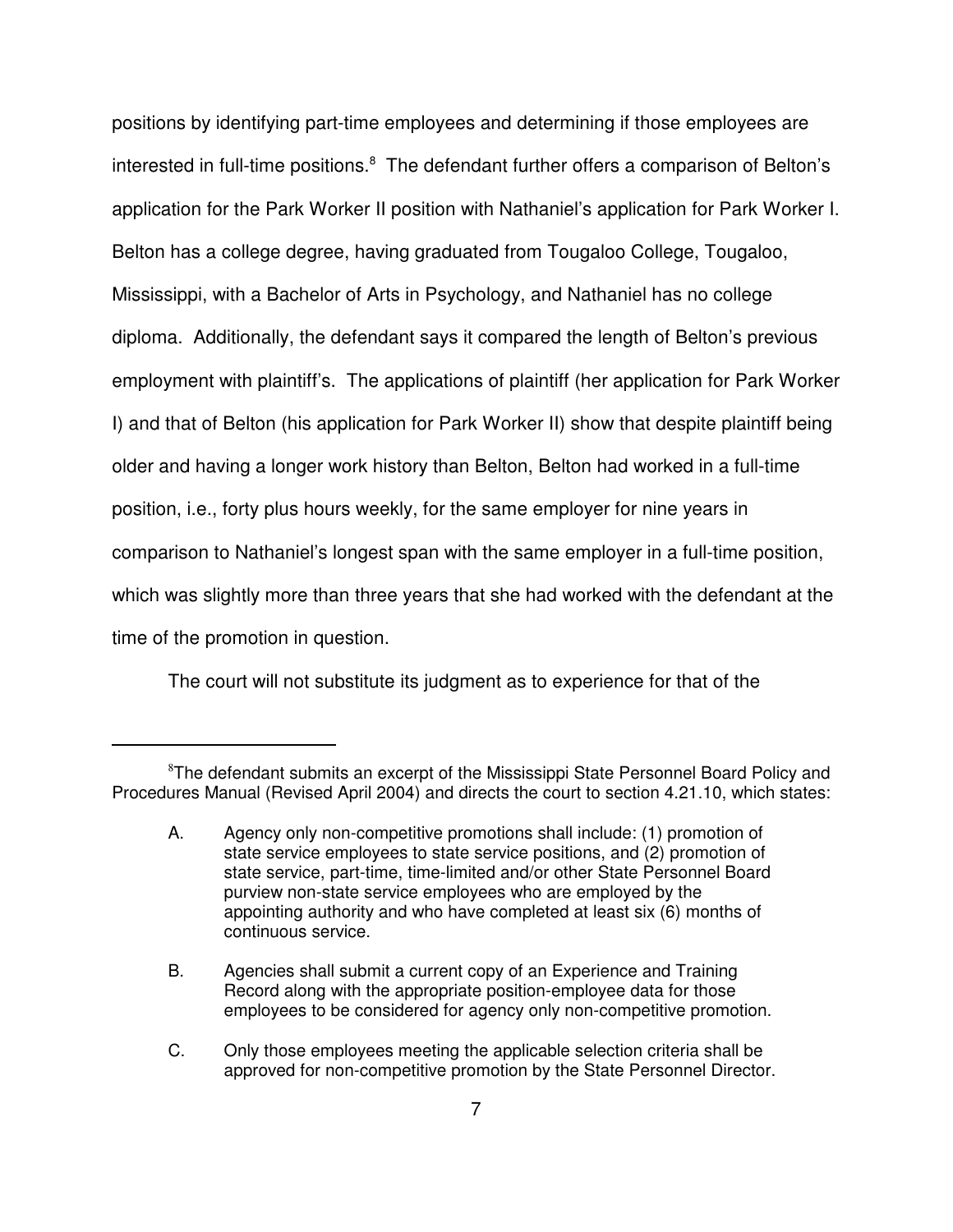positions by identifying part-time employees and determining if those employees are interested in full-time positions.[8] The defendant further offers a comparison of Belton's application for the Park Worker II position with Nathaniel's application for Park Worker I. Belton has a college degree, having graduated from Tougaloo College, Tougaloo, Mississippi, with a Bachelor of Arts in Psychology, and Nathaniel has no college diploma. Additionally, the defendant says it compared the length of Belton's previous employment with plaintiff's. The applications of plaintiff (her application for Park Worker I) and that of Belton (his application for Park Worker II) show that despite plaintiff being older and having a longer work history than Belton, Belton had worked in a full-time position, i.e., forty plus hours weekly, for the same employer for nine years in comparison to Nathaniel's longest span with the same employer in a full-time position, which was slightly more than three years that she had worked with the defendant at the time of the promotion in question.

The court will not substitute its judgment as to experience for that of the

---

[8]The defendant submits an excerpt of the Mississippi State Personnel Board Policy and Procedures Manual (Revised April 2004) and directs the court to section 4.21.10, which states:

> A. Agency only non-competitive promotions shall include: (1) promotion of state service employees to state service positions, and (2) promotion of state service, part-time, time-limited and/or other State Personnel Board purview non-state service employees who are employed by the appointing authority and who have completed at least six (6) months of continuous service.
>
> B. Agencies shall submit a current copy of an Experience and Training Record along with the appropriate position-employee data for those employees to be considered for agency only non-competitive promotion.
>
> C. Only those employees meeting the applicable selection criteria shall be approved for non-competitive promotion by the State Personnel Director.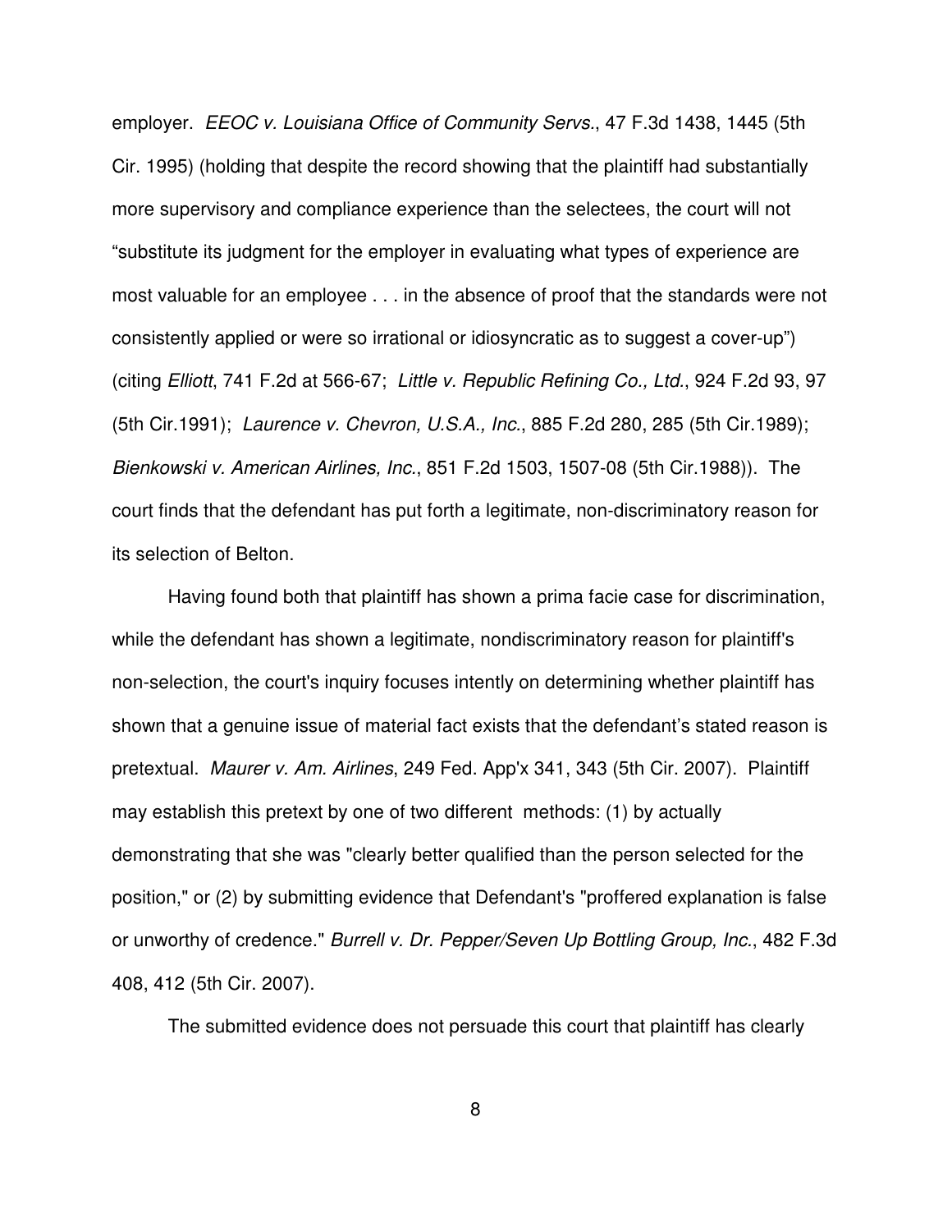employer. *EEOC v. Louisiana Office of Community Servs.*, 47 F.3d 1438, 1445 (5th Cir. 1995) (holding that despite the record showing that the plaintiff had substantially more supervisory and compliance experience than the selectees, the court will not "substitute its judgment for the employer in evaluating what types of experience are most valuable for an employee . . . in the absence of proof that the standards were not consistently applied or were so irrational or idiosyncratic as to suggest a cover-up") (citing *Elliott*, 741 F.2d at 566-67; *Little v. Republic Refining Co., Ltd.*, 924 F.2d 93, 97 (5th Cir.1991); *Laurence v. Chevron, U.S.A., Inc.*, 885 F.2d 280, 285 (5th Cir.1989); *Bienkowski v. American Airlines, Inc.*, 851 F.2d 1503, 1507-08 (5th Cir.1988)). The court finds that the defendant has put forth a legitimate, non-discriminatory reason for its selection of Belton.

Having found both that plaintiff has shown a prima facie case for discrimination, while the defendant has shown a legitimate, nondiscriminatory reason for plaintiff's non-selection, the court's inquiry focuses intently on determining whether plaintiff has shown that a genuine issue of material fact exists that the defendant's stated reason is pretextual. *Maurer v. Am. Airlines*, 249 Fed. App'x 341, 343 (5th Cir. 2007). Plaintiff may establish this pretext by one of two different methods: (1) by actually demonstrating that she was "clearly better qualified than the person selected for the position," or (2) by submitting evidence that Defendant's "proffered explanation is false or unworthy of credence." *Burrell v. Dr. Pepper/Seven Up Bottling Group, Inc.*, 482 F.3d 408, 412 (5th Cir. 2007).

The submitted evidence does not persuade this court that plaintiff has clearly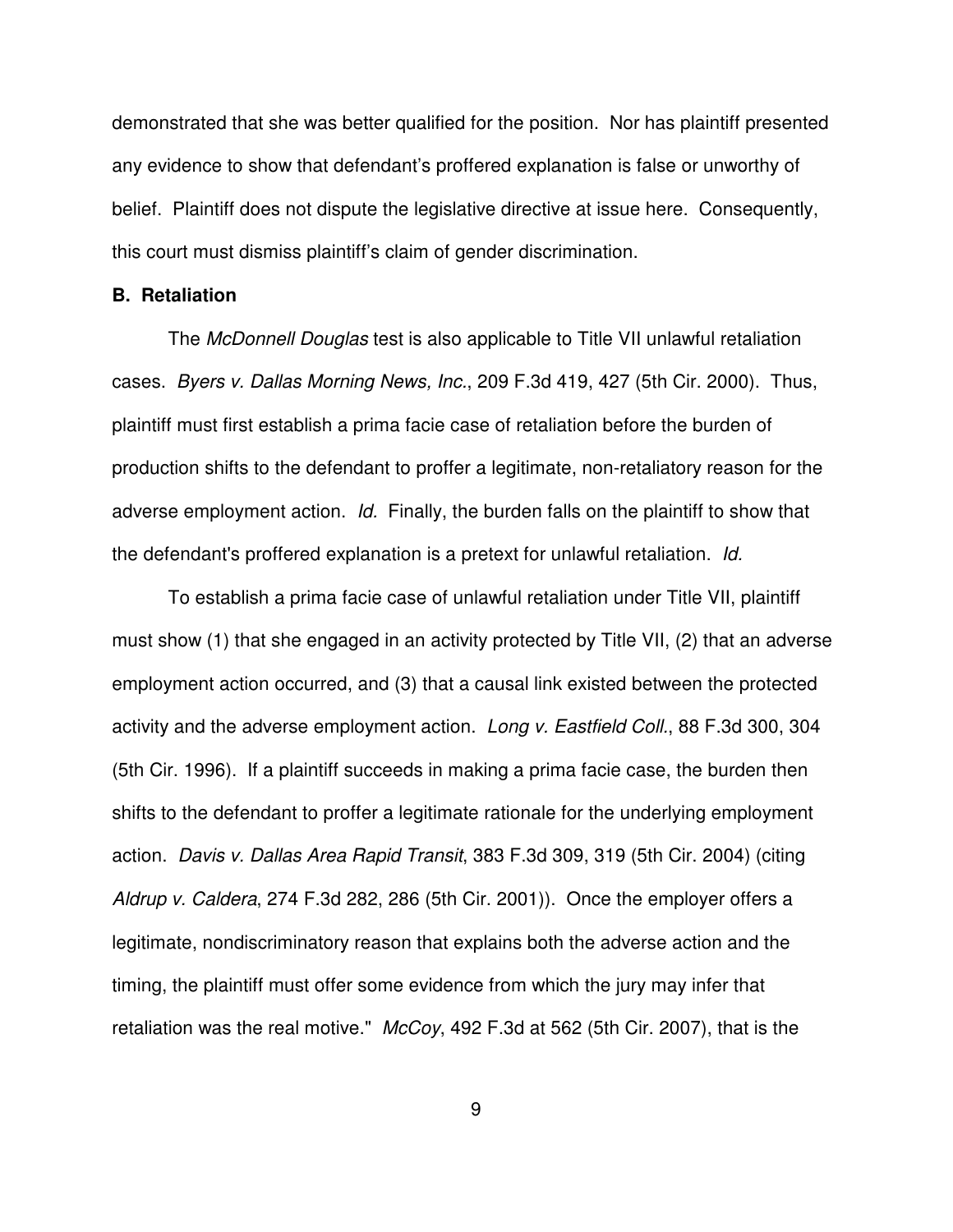demonstrated that she was better qualified for the position. Nor has plaintiff presented any evidence to show that defendant's proffered explanation is false or unworthy of belief. Plaintiff does not dispute the legislative directive at issue here. Consequently, this court must dismiss plaintiff's claim of gender discrimination.

**B. Retaliation**

The *McDonnell Douglas* test is also applicable to Title VII unlawful retaliation cases. *Byers v. Dallas Morning News, Inc.*, 209 F.3d 419, 427 (5th Cir. 2000). Thus, plaintiff must first establish a prima facie case of retaliation before the burden of production shifts to the defendant to proffer a legitimate, non-retaliatory reason for the adverse employment action. *Id.* Finally, the burden falls on the plaintiff to show that the defendant's proffered explanation is a pretext for unlawful retaliation. *Id.*

To establish a prima facie case of unlawful retaliation under Title VII, plaintiff must show (1) that she engaged in an activity protected by Title VII, (2) that an adverse employment action occurred, and (3) that a causal link existed between the protected activity and the adverse employment action. *Long v. Eastfield Coll.*, 88 F.3d 300, 304 (5th Cir. 1996). If a plaintiff succeeds in making a prima facie case, the burden then shifts to the defendant to proffer a legitimate rationale for the underlying employment action. *Davis v. Dallas Area Rapid Transit*, 383 F.3d 309, 319 (5th Cir. 2004) (citing *Aldrup v. Caldera*, 274 F.3d 282, 286 (5th Cir. 2001)). Once the employer offers a legitimate, nondiscriminatory reason that explains both the adverse action and the timing, the plaintiff must offer some evidence from which the jury may infer that retaliation was the real motive." *McCoy*, 492 F.3d at 562 (5th Cir. 2007), that is the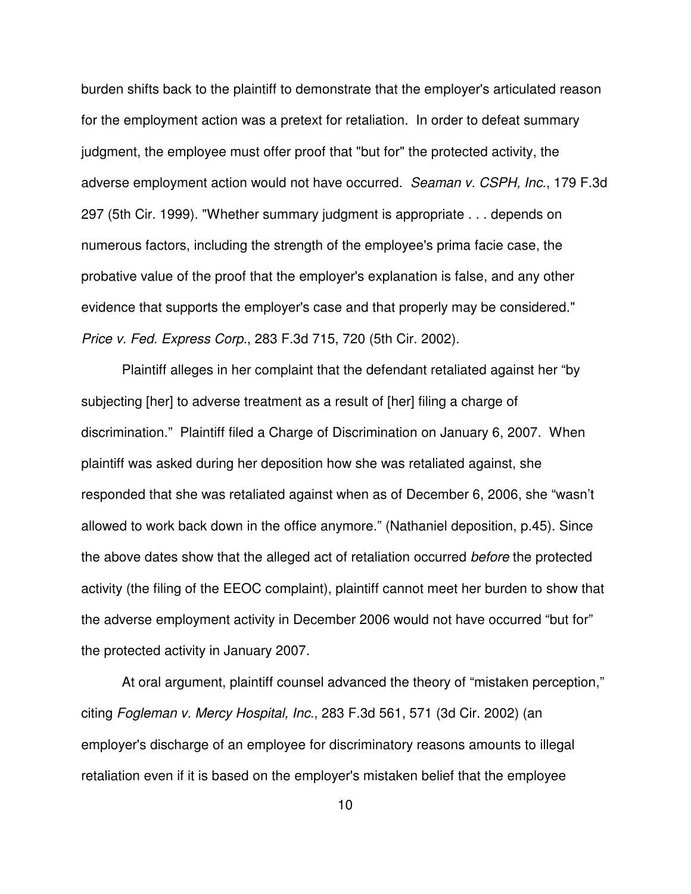burden shifts back to the plaintiff to demonstrate that the employer's articulated reason for the employment action was a pretext for retaliation. In order to defeat summary judgment, the employee must offer proof that "but for" the protected activity, the adverse employment action would not have occurred. *Seaman v. CSPH, Inc.*, 179 F.3d 297 (5th Cir. 1999). "Whether summary judgment is appropriate . . . depends on numerous factors, including the strength of the employee's prima facie case, the probative value of the proof that the employer's explanation is false, and any other evidence that supports the employer's case and that properly may be considered." *Price v. Fed. Express Corp.*, 283 F.3d 715, 720 (5th Cir. 2002).

Plaintiff alleges in her complaint that the defendant retaliated against her "by subjecting [her] to adverse treatment as a result of [her] filing a charge of discrimination." Plaintiff filed a Charge of Discrimination on January 6, 2007. When plaintiff was asked during her deposition how she was retaliated against, she responded that she was retaliated against when as of December 6, 2006, she "wasn't allowed to work back down in the office anymore." (Nathaniel deposition, p.45). Since the above dates show that the alleged act of retaliation occurred *before* the protected activity (the filing of the EEOC complaint), plaintiff cannot meet her burden to show that the adverse employment activity in December 2006 would not have occurred "but for" the protected activity in January 2007.

At oral argument, plaintiff counsel advanced the theory of "mistaken perception," citing *Fogleman v. Mercy Hospital, Inc.*, 283 F.3d 561, 571 (3d Cir. 2002) (an employer's discharge of an employee for discriminatory reasons amounts to illegal retaliation even if it is based on the employer's mistaken belief that the employee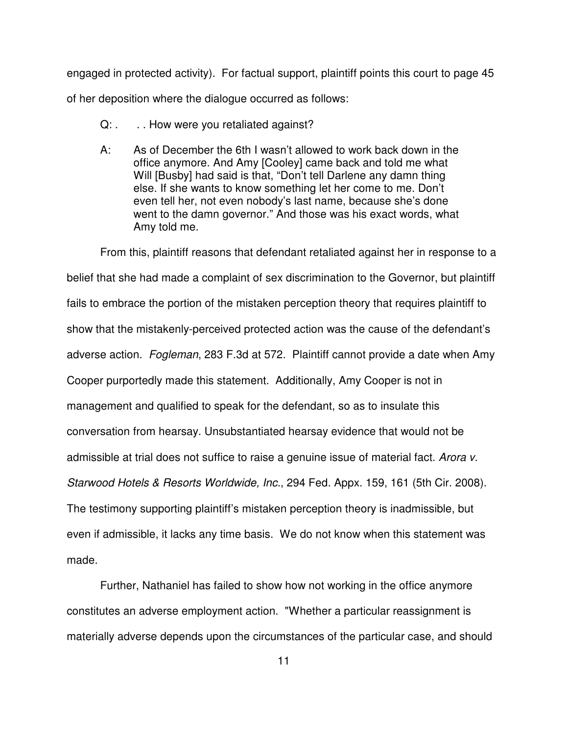engaged in protected activity). For factual support, plaintiff points this court to page 45 of her deposition where the dialogue occurred as follows:

> Q: . . . How were you retaliated against?
>
> A: As of December the 6th I wasn't allowed to work back down in the office anymore. And Amy [Cooley] came back and told me what Will [Busby] had said is that, "Don't tell Darlene any damn thing else. If she wants to know something let her come to me. Don't even tell her, not even nobody's last name, because she's done went to the damn governor." And those was his exact words, what Amy told me.

From this, plaintiff reasons that defendant retaliated against her in response to a belief that she had made a complaint of sex discrimination to the Governor, but plaintiff fails to embrace the portion of the mistaken perception theory that requires plaintiff to show that the mistakenly-perceived protected action was the cause of the defendant's adverse action. *Fogleman*, 283 F.3d at 572. Plaintiff cannot provide a date when Amy Cooper purportedly made this statement. Additionally, Amy Cooper is not in management and qualified to speak for the defendant, so as to insulate this conversation from hearsay. Unsubstantiated hearsay evidence that would not be admissible at trial does not suffice to raise a genuine issue of material fact. *Arora v. Starwood Hotels & Resorts Worldwide, Inc.*, 294 Fed. Appx. 159, 161 (5th Cir. 2008). The testimony supporting plaintiff's mistaken perception theory is inadmissible, but even if admissible, it lacks any time basis. We do not know when this statement was made.

Further, Nathaniel has failed to show how not working in the office anymore constitutes an adverse employment action. "Whether a particular reassignment is materially adverse depends upon the circumstances of the particular case, and should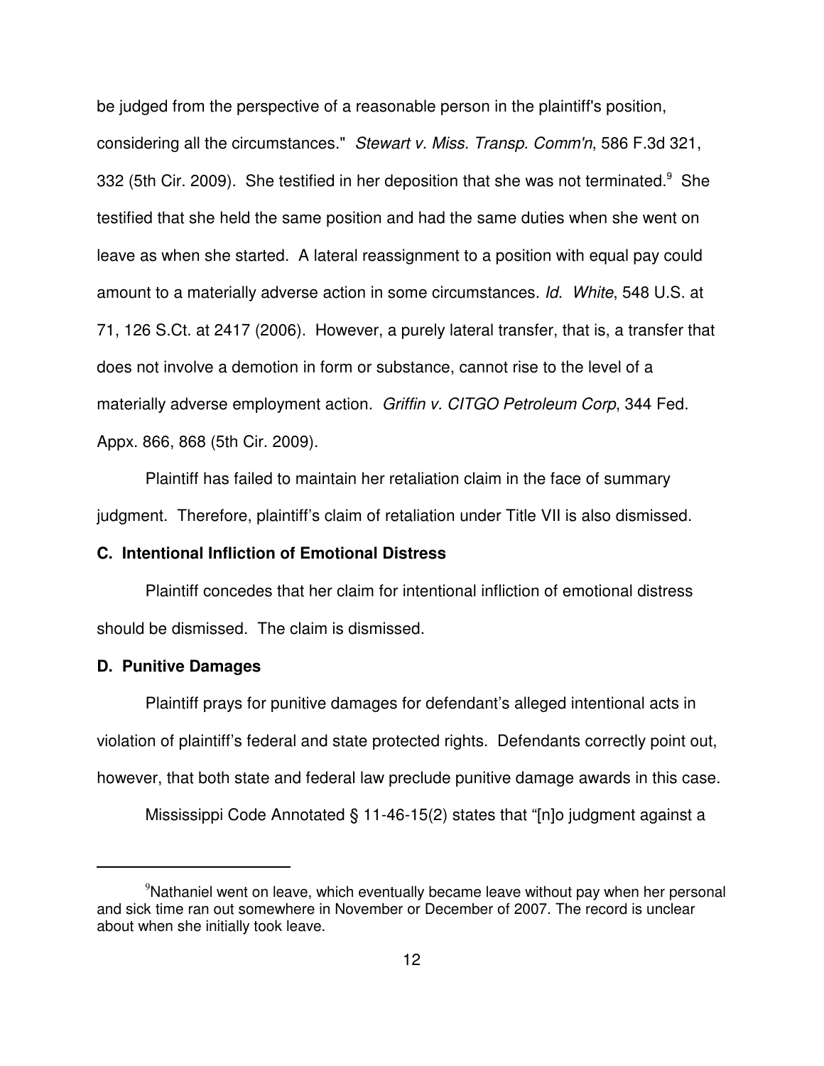be judged from the perspective of a reasonable person in the plaintiff's position, considering all the circumstances." *Stewart v. Miss. Transp. Comm'n*, 586 F.3d 321, 332 (5th Cir. 2009). She testified in her deposition that she was not terminated.[9] She testified that she held the same position and had the same duties when she went on leave as when she started. A lateral reassignment to a position with equal pay could amount to a materially adverse action in some circumstances. *Id. White*, 548 U.S. at 71, 126 S.Ct. at 2417 (2006). However, a purely lateral transfer, that is, a transfer that does not involve a demotion in form or substance, cannot rise to the level of a materially adverse employment action. *Griffin v. CITGO Petroleum Corp*, 344 Fed. Appx. 866, 868 (5th Cir. 2009).

Plaintiff has failed to maintain her retaliation claim in the face of summary judgment. Therefore, plaintiff's claim of retaliation under Title VII is also dismissed.

**C. Intentional Infliction of Emotional Distress**

Plaintiff concedes that her claim for intentional infliction of emotional distress should be dismissed. The claim is dismissed.

**D. Punitive Damages**

Plaintiff prays for punitive damages for defendant's alleged intentional acts in violation of plaintiff's federal and state protected rights. Defendants correctly point out, however, that both state and federal law preclude punitive damage awards in this case.

Mississippi Code Annotated § 11-46-15(2) states that "[n]o judgment against a

---

[9] Nathaniel went on leave, which eventually became leave without pay when her personal and sick time ran out somewhere in November or December of 2007. The record is unclear about when she initially took leave.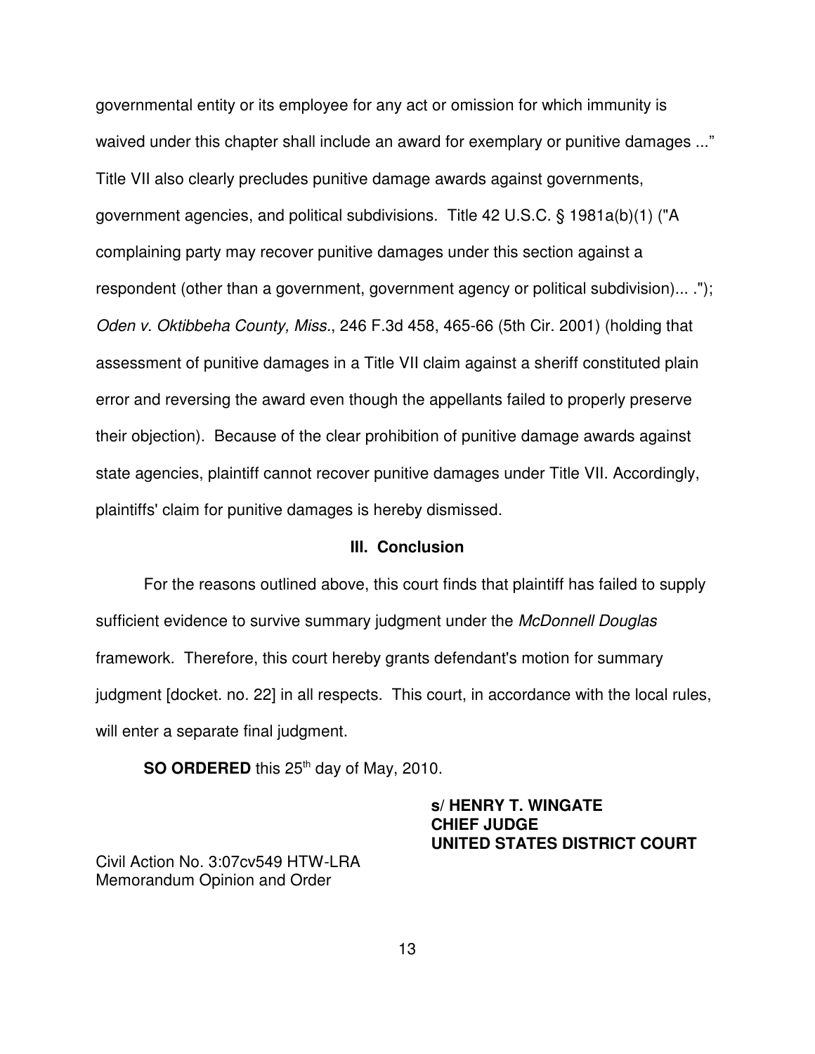governmental entity or its employee for any act or omission for which immunity is waived under this chapter shall include an award for exemplary or punitive damages ..." Title VII also clearly precludes punitive damage awards against governments, government agencies, and political subdivisions. Title 42 U.S.C. § 1981a(b)(1) ("A complaining party may recover punitive damages under this section against a respondent (other than a government, government agency or political subdivision)... ."); *Oden v. Oktibbeha County, Miss.*, 246 F.3d 458, 465-66 (5th Cir. 2001) (holding that assessment of punitive damages in a Title VII claim against a sheriff constituted plain error and reversing the award even though the appellants failed to properly preserve their objection). Because of the clear prohibition of punitive damage awards against state agencies, plaintiff cannot recover punitive damages under Title VII. Accordingly, plaintiffs' claim for punitive damages is hereby dismissed.

### III. Conclusion

For the reasons outlined above, this court finds that plaintiff has failed to supply sufficient evidence to survive summary judgment under the *McDonnell Douglas* framework. Therefore, this court hereby grants defendant's motion for summary judgment [docket. no. 22] in all respects. This court, in accordance with the local rules, will enter a separate final judgment.

**SO ORDERED** this 25th day of May, 2010.

**s/ HENRY T. WINGATE**
**CHIEF JUDGE**
**UNITED STATES DISTRICT COURT**

Civil Action No. 3:07cv549 HTW-LRA
Memorandum Opinion and Order